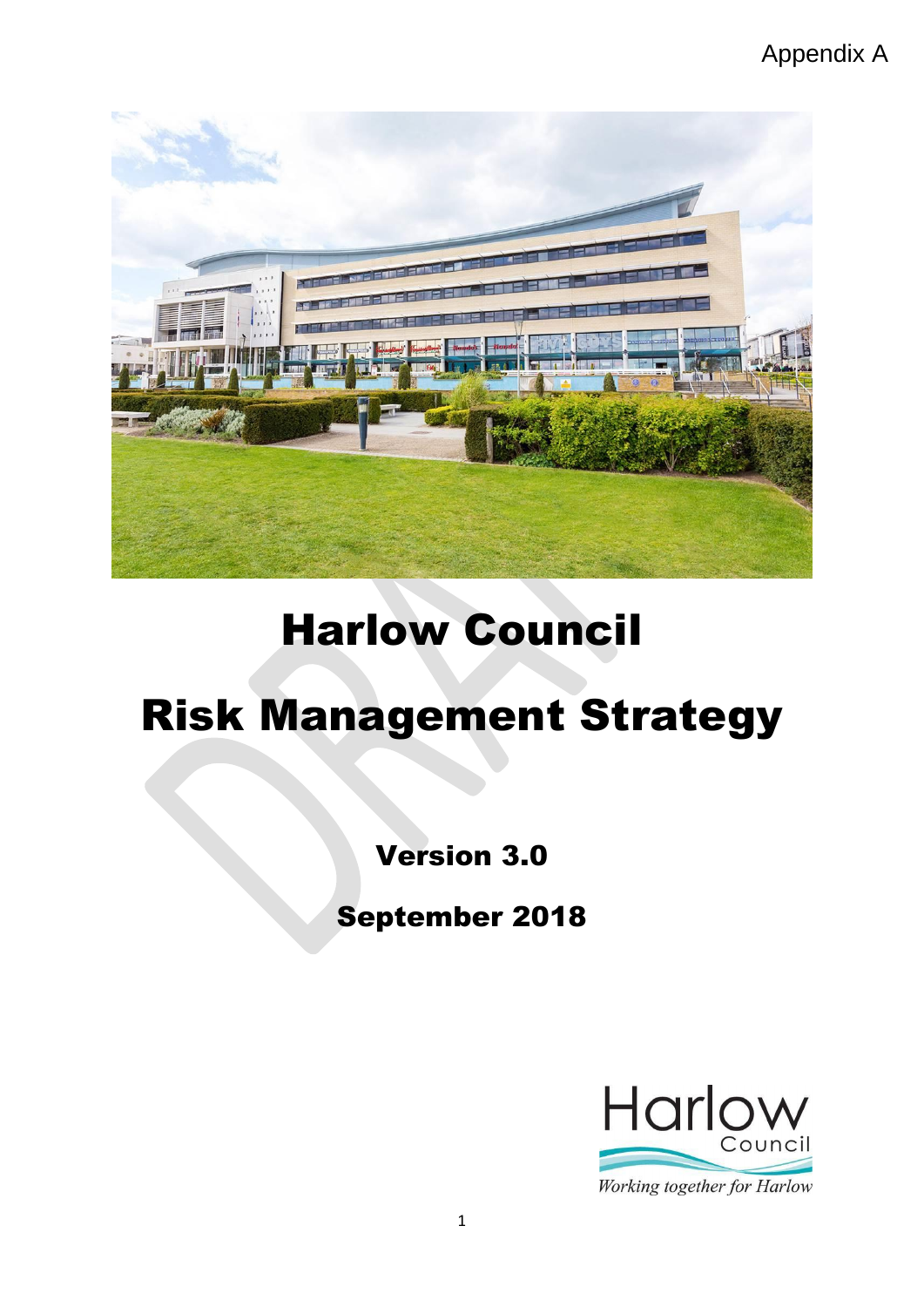Appendix A

# Harlow Council

# Risk Management Strategy

**Version 3.0**

**September 2018**

Harlow Council

*Working together for Harlow*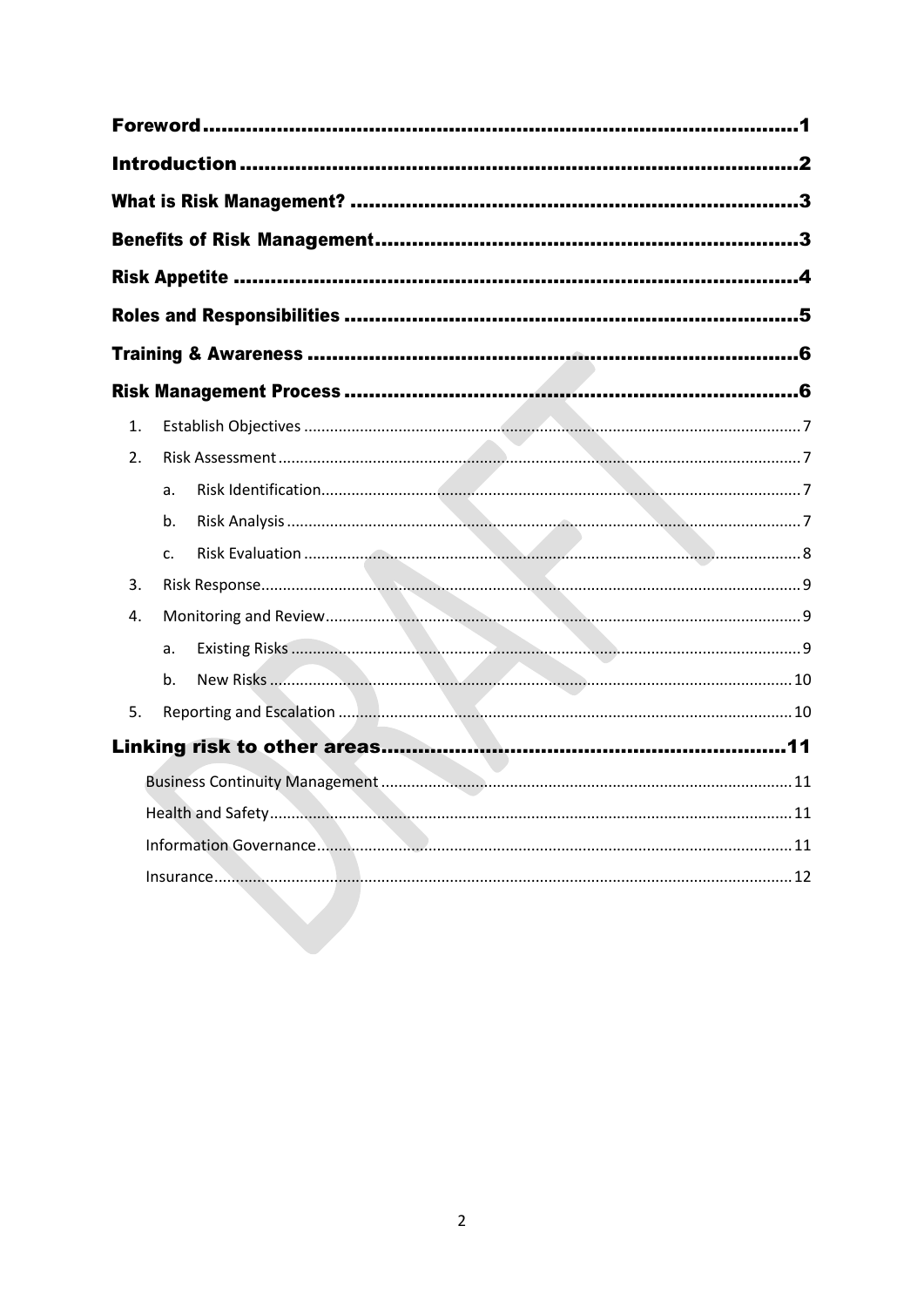Foreword ....... 1

Introduction ....... 2

What is Risk Management? ....... 3

Benefits of Risk Management ....... 3

Risk Appetite ....... 4

Roles and Responsibilities ....... 5

Training & Awareness ....... 6

Risk Management Process ....... 6

1. Establish Objectives ....... 7
2. Risk Assessment ....... 7
    a. Risk Identification ....... 7
    b. Risk Analysis ....... 7
    c. Risk Evaluation ....... 8
3. Risk Response ....... 9
4. Monitoring and Review ....... 9
    a. Existing Risks ....... 9
    b. New Risks ....... 10
5. Reporting and Escalation ....... 10

Linking risk to other areas ....... 11

- Business Continuity Management ....... 11
- Health and Safety ....... 11
- Information Governance ....... 11
- Insurance ....... 12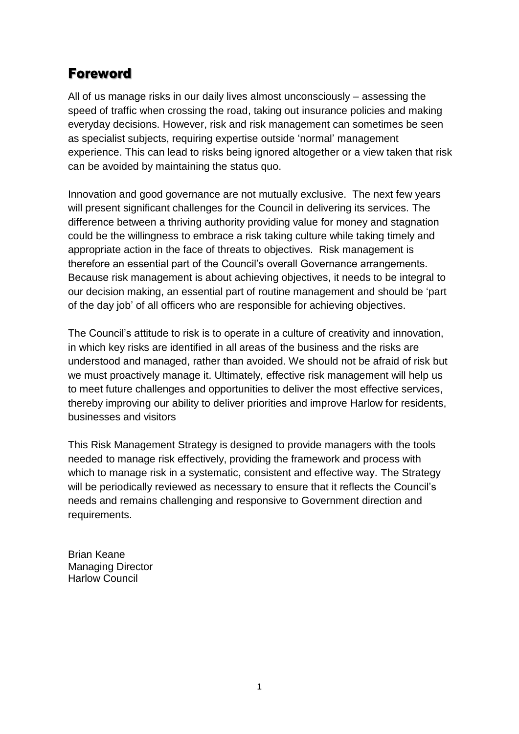# Foreword

All of us manage risks in our daily lives almost unconsciously – assessing the speed of traffic when crossing the road, taking out insurance policies and making everyday decisions. However, risk and risk management can sometimes be seen as specialist subjects, requiring expertise outside 'normal' management experience. This can lead to risks being ignored altogether or a view taken that risk can be avoided by maintaining the status quo.

Innovation and good governance are not mutually exclusive. The next few years will present significant challenges for the Council in delivering its services. The difference between a thriving authority providing value for money and stagnation could be the willingness to embrace a risk taking culture while taking timely and appropriate action in the face of threats to objectives. Risk management is therefore an essential part of the Council's overall Governance arrangements. Because risk management is about achieving objectives, it needs to be integral to our decision making, an essential part of routine management and should be 'part of the day job' of all officers who are responsible for achieving objectives.

The Council's attitude to risk is to operate in a culture of creativity and innovation, in which key risks are identified in all areas of the business and the risks are understood and managed, rather than avoided. We should not be afraid of risk but we must proactively manage it. Ultimately, effective risk management will help us to meet future challenges and opportunities to deliver the most effective services, thereby improving our ability to deliver priorities and improve Harlow for residents, businesses and visitors

This Risk Management Strategy is designed to provide managers with the tools needed to manage risk effectively, providing the framework and process with which to manage risk in a systematic, consistent and effective way. The Strategy will be periodically reviewed as necessary to ensure that it reflects the Council's needs and remains challenging and responsive to Government direction and requirements.

Brian Keane
Managing Director
Harlow Council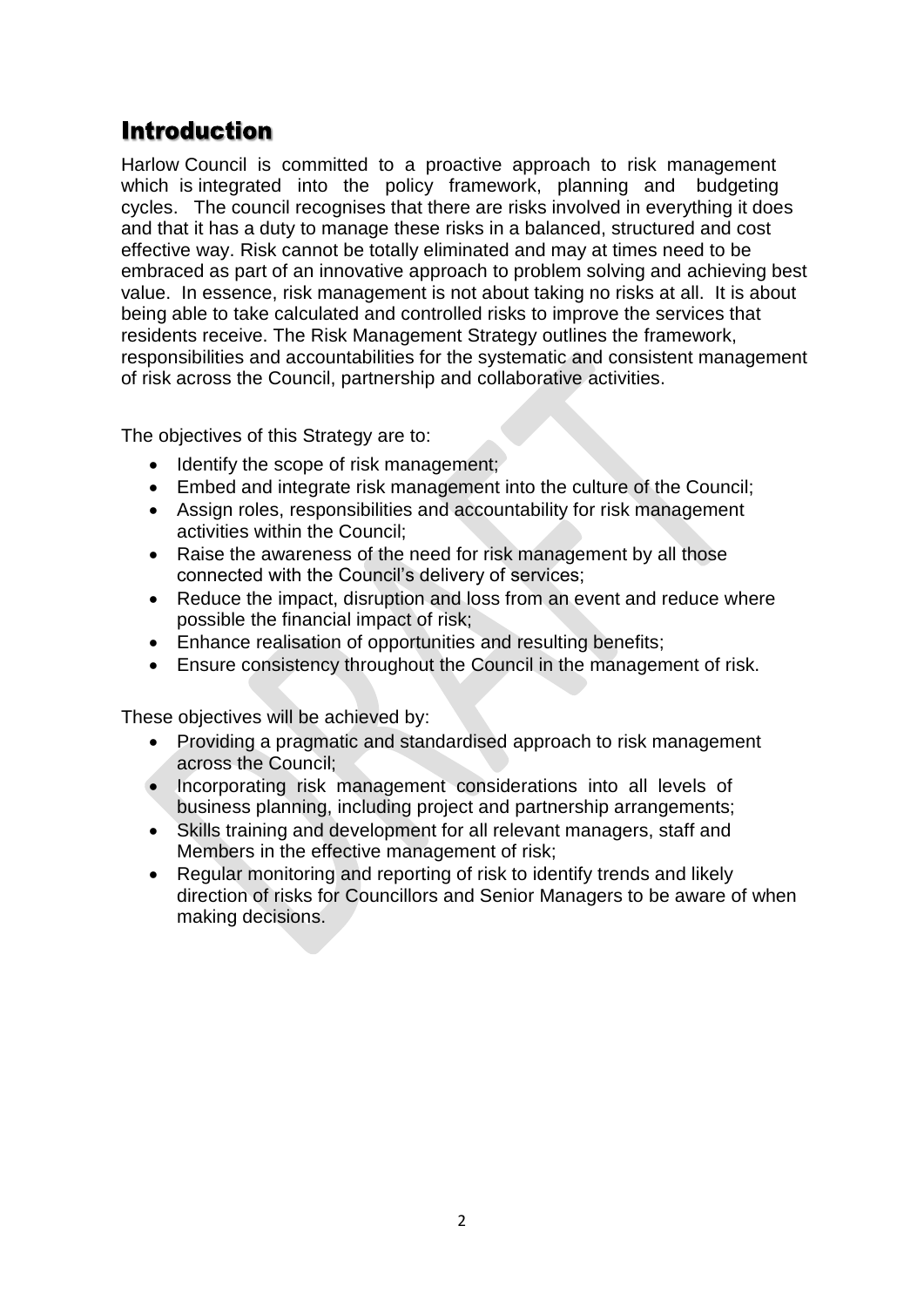# Introduction

Harlow Council is committed to a proactive approach to risk management which is integrated into the policy framework, planning and budgeting cycles. The council recognises that there are risks involved in everything it does and that it has a duty to manage these risks in a balanced, structured and cost effective way. Risk cannot be totally eliminated and may at times need to be embraced as part of an innovative approach to problem solving and achieving best value. In essence, risk management is not about taking no risks at all. It is about being able to take calculated and controlled risks to improve the services that residents receive. The Risk Management Strategy outlines the framework, responsibilities and accountabilities for the systematic and consistent management of risk across the Council, partnership and collaborative activities.

The objectives of this Strategy are to:

- Identify the scope of risk management;
- Embed and integrate risk management into the culture of the Council;
- Assign roles, responsibilities and accountability for risk management activities within the Council;
- Raise the awareness of the need for risk management by all those connected with the Council's delivery of services;
- Reduce the impact, disruption and loss from an event and reduce where possible the financial impact of risk;
- Enhance realisation of opportunities and resulting benefits;
- Ensure consistency throughout the Council in the management of risk.

These objectives will be achieved by:

- Providing a pragmatic and standardised approach to risk management across the Council;
- Incorporating risk management considerations into all levels of business planning, including project and partnership arrangements;
- Skills training and development for all relevant managers, staff and Members in the effective management of risk;
- Regular monitoring and reporting of risk to identify trends and likely direction of risks for Councillors and Senior Managers to be aware of when making decisions.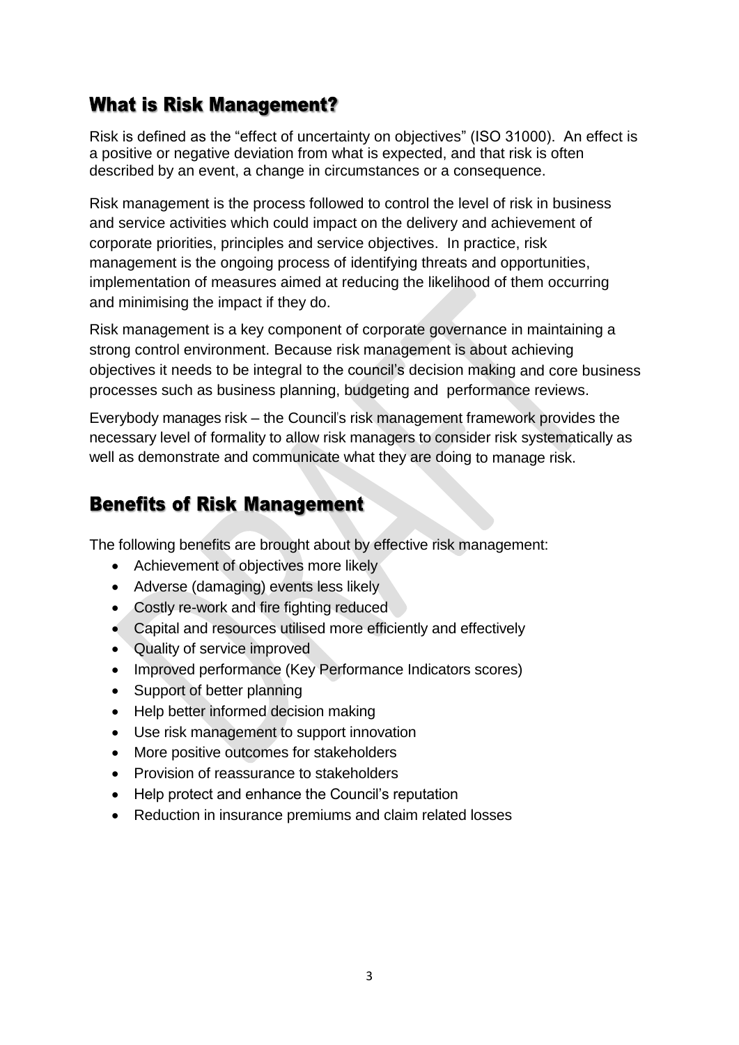## What is Risk Management?

Risk is defined as the "effect of uncertainty on objectives" (ISO 31000). An effect is a positive or negative deviation from what is expected, and that risk is often described by an event, a change in circumstances or a consequence.

Risk management is the process followed to control the level of risk in business and service activities which could impact on the delivery and achievement of corporate priorities, principles and service objectives. In practice, risk management is the ongoing process of identifying threats and opportunities, implementation of measures aimed at reducing the likelihood of them occurring and minimising the impact if they do.

Risk management is a key component of corporate governance in maintaining a strong control environment. Because risk management is about achieving objectives it needs to be integral to the council's decision making and core business processes such as business planning, budgeting and performance reviews.

Everybody manages risk – the Council's risk management framework provides the necessary level of formality to allow risk managers to consider risk systematically as well as demonstrate and communicate what they are doing to manage risk.

## Benefits of Risk Management

The following benefits are brought about by effective risk management:

- Achievement of objectives more likely
- Adverse (damaging) events less likely
- Costly re-work and fire fighting reduced
- Capital and resources utilised more efficiently and effectively
- Quality of service improved
- Improved performance (Key Performance Indicators scores)
- Support of better planning
- Help better informed decision making
- Use risk management to support innovation
- More positive outcomes for stakeholders
- Provision of reassurance to stakeholders
- Help protect and enhance the Council's reputation
- Reduction in insurance premiums and claim related losses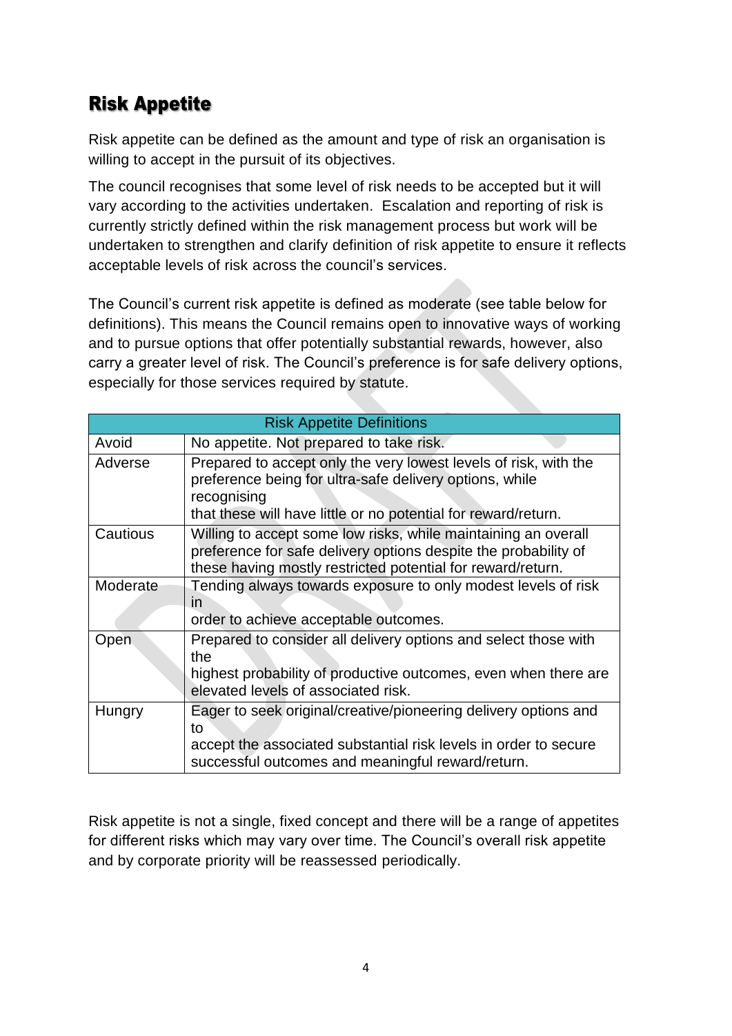## Risk Appetite

Risk appetite can be defined as the amount and type of risk an organisation is willing to accept in the pursuit of its objectives.

The council recognises that some level of risk needs to be accepted but it will vary according to the activities undertaken. Escalation and reporting of risk is currently strictly defined within the risk management process but work will be undertaken to strengthen and clarify definition of risk appetite to ensure it reflects acceptable levels of risk across the council's services.

The Council's current risk appetite is defined as moderate (see table below for definitions). This means the Council remains open to innovative ways of working and to pursue options that offer potentially substantial rewards, however, also carry a greater level of risk. The Council's preference is for safe delivery options, especially for those services required by statute.

| Risk Appetite Definitions | |
|---|---|
| Avoid | No appetite. Not prepared to take risk. |
| Adverse | Prepared to accept only the very lowest levels of risk, with the preference being for ultra-safe delivery options, while recognising that these will have little or no potential for reward/return. |
| Cautious | Willing to accept some low risks, while maintaining an overall preference for safe delivery options despite the probability of these having mostly restricted potential for reward/return. |
| Moderate | Tending always towards exposure to only modest levels of risk in order to achieve acceptable outcomes. |
| Open | Prepared to consider all delivery options and select those with the highest probability of productive outcomes, even when there are elevated levels of associated risk. |
| Hungry | Eager to seek original/creative/pioneering delivery options and to accept the associated substantial risk levels in order to secure successful outcomes and meaningful reward/return. |

Risk appetite is not a single, fixed concept and there will be a range of appetites for different risks which may vary over time. The Council's overall risk appetite and by corporate priority will be reassessed periodically.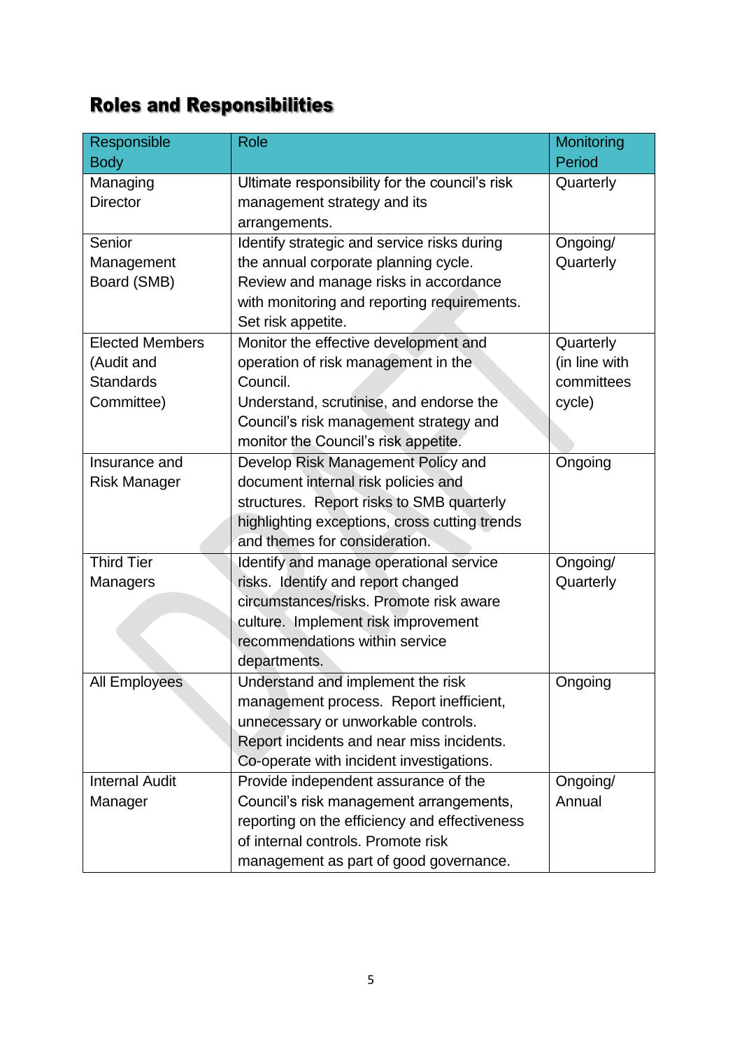# Roles and Responsibilities

| Responsible Body | Role | Monitoring Period |
|---|---|---|
| Managing Director | Ultimate responsibility for the council's risk management strategy and its arrangements. | Quarterly |
| Senior Management Board (SMB) | Identify strategic and service risks during the annual corporate planning cycle. Review and manage risks in accordance with monitoring and reporting requirements. Set risk appetite. | Ongoing/ Quarterly |
| Elected Members (Audit and Standards Committee) | Monitor the effective development and operation of risk management in the Council. Understand, scrutinise, and endorse the Council's risk management strategy and monitor the Council's risk appetite. | Quarterly (in line with committees cycle) |
| Insurance and Risk Manager | Develop Risk Management Policy and document internal risk policies and structures. Report risks to SMB quarterly highlighting exceptions, cross cutting trends and themes for consideration. | Ongoing |
| Third Tier Managers | Identify and manage operational service risks. Identify and report changed circumstances/risks. Promote risk aware culture. Implement risk improvement recommendations within service departments. | Ongoing/ Quarterly |
| All Employees | Understand and implement the risk management process. Report inefficient, unnecessary or unworkable controls. Report incidents and near miss incidents. Co-operate with incident investigations. | Ongoing |
| Internal Audit Manager | Provide independent assurance of the Council's risk management arrangements, reporting on the efficiency and effectiveness of internal controls. Promote risk management as part of good governance. | Ongoing/ Annual |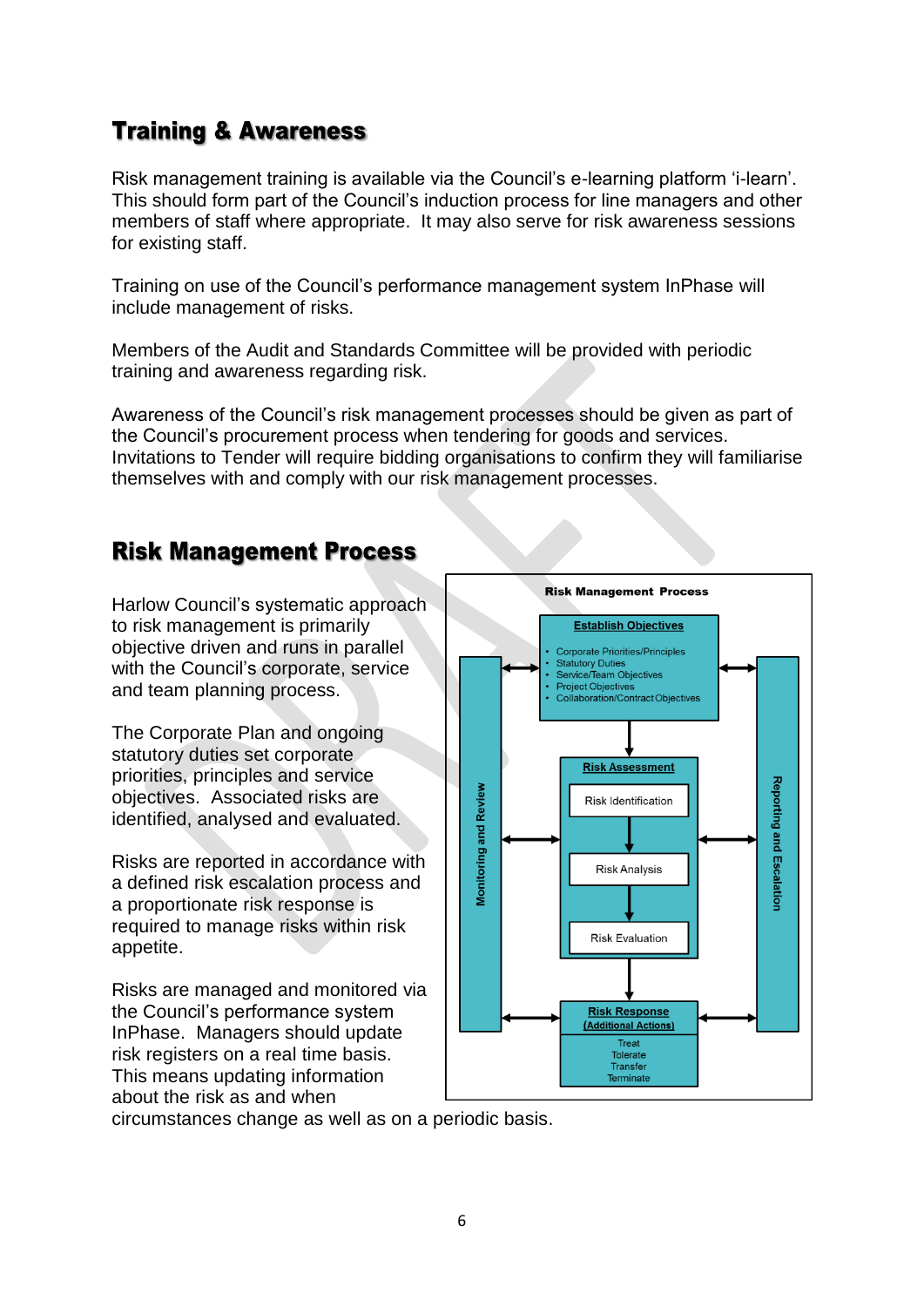## Training & Awareness

Risk management training is available via the Council's e-learning platform 'i-learn'. This should form part of the Council's induction process for line managers and other members of staff where appropriate. It may also serve for risk awareness sessions for existing staff.

Training on use of the Council's performance management system InPhase will include management of risks.

Members of the Audit and Standards Committee will be provided with periodic training and awareness regarding risk.

Awareness of the Council's risk management processes should be given as part of the Council's procurement process when tendering for goods and services. Invitations to Tender will require bidding organisations to confirm they will familiarise themselves with and comply with our risk management processes.

## Risk Management Process

Harlow Council's systematic approach to risk management is primarily objective driven and runs in parallel with the Council's corporate, service and team planning process.

The Corporate Plan and ongoing statutory duties set corporate priorities, principles and service objectives. Associated risks are identified, analysed and evaluated.

Risks are reported in accordance with a defined risk escalation process and a proportionate risk response is required to manage risks within risk appetite.

Risks are managed and monitored via the Council's performance system InPhase. Managers should update risk registers on a real time basis. This means updating information about the risk as and when circumstances change as well as on a periodic basis.

**Risk Management Process**

- Monitoring and Review
- **Establish Objectives**
  - Corporate Priorities/Principles
  - Statutory Duties
  - Service/Team Objectives
  - Project Objectives
  - Collaboration/Contract Objectives
- **Risk Assessment**
  - Risk Identification
  - Risk Analysis
  - Risk Evaluation
- **Risk Response (Additional Actions)**
  - Treat
  - Tolerate
  - Transfer
  - Terminate
- Reporting and Escalation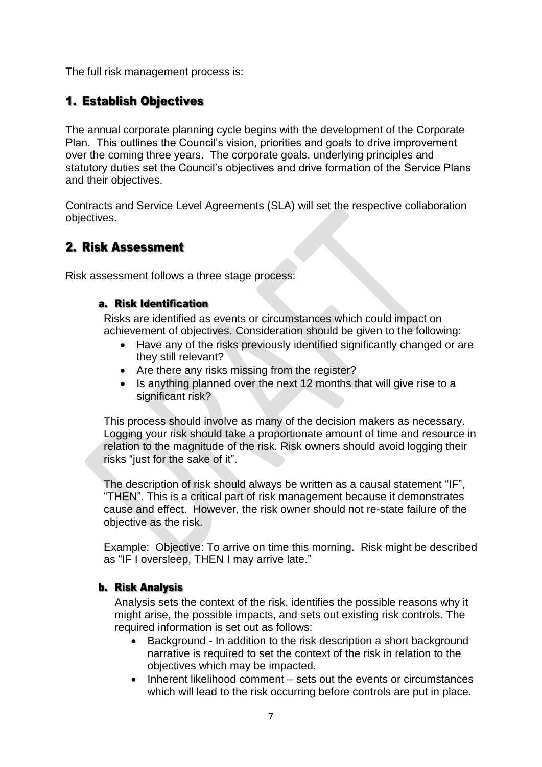The full risk management process is:

## 1. Establish Objectives

The annual corporate planning cycle begins with the development of the Corporate Plan. This outlines the Council's vision, priorities and goals to drive improvement over the coming three years. The corporate goals, underlying principles and statutory duties set the Council's objectives and drive formation of the Service Plans and their objectives.

Contracts and Service Level Agreements (SLA) will set the respective collaboration objectives.

## 2. Risk Assessment

Risk assessment follows a three stage process:

### a. Risk Identification

Risks are identified as events or circumstances which could impact on achievement of objectives. Consideration should be given to the following:

- Have any of the risks previously identified significantly changed or are they still relevant?
- Are there any risks missing from the register?
- Is anything planned over the next 12 months that will give rise to a significant risk?

This process should involve as many of the decision makers as necessary. Logging your risk should take a proportionate amount of time and resource in relation to the magnitude of the risk. Risk owners should avoid logging their risks "just for the sake of it".

The description of risk should always be written as a causal statement "IF", "THEN". This is a critical part of risk management because it demonstrates cause and effect. However, the risk owner should not re-state failure of the objective as the risk.

Example: Objective: To arrive on time this morning. Risk might be described as "IF I oversleep, THEN I may arrive late."

### b. Risk Analysis

Analysis sets the context of the risk, identifies the possible reasons why it might arise, the possible impacts, and sets out existing risk controls. The required information is set out as follows:

- Background - In addition to the risk description a short background narrative is required to set the context of the risk in relation to the objectives which may be impacted.
- Inherent likelihood comment – sets out the events or circumstances which will lead to the risk occurring before controls are put in place.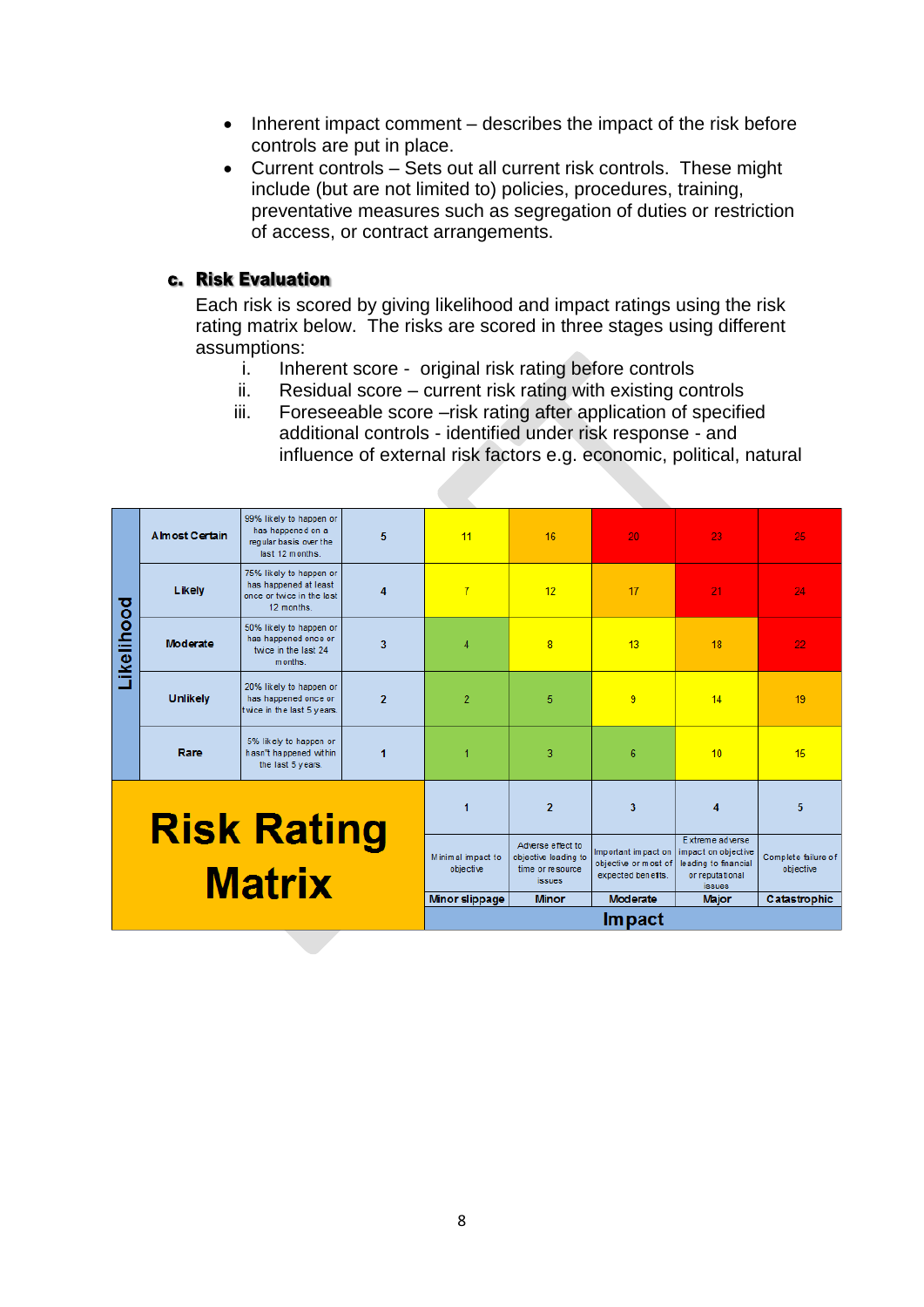- Inherent impact comment – describes the impact of the risk before controls are put in place.
- Current controls – Sets out all current risk controls. These might include (but are not limited to) policies, procedures, training, preventative measures such as segregation of duties or restriction of access, or contract arrangements.

## c. Risk Evaluation

Each risk is scored by giving likelihood and impact ratings using the risk rating matrix below. The risks are scored in three stages using different assumptions:

i. Inherent score - original risk rating before controls
ii. Residual score – current risk rating with existing controls
iii. Foreseeable score –risk rating after application of specified additional controls - identified under risk response - and influence of external risk factors e.g. economic, political, natural

| Likelihood | | | | | | | | |
|---|---|---|---|---|---|---|---|---|
| Likelihood | Almost Certain | 99% likely to happen or has happened on a regular basis over the last 12 months. | 5 | 11 | 16 | 20 | 23 | 25 |
| Likelihood | Likely | 75% likely to happen or has happened at least once or twice in the last 12 months. | 4 | 7 | 12 | 17 | 21 | 24 |
| Likelihood | Moderate | 50% likely to happen or has happened once or twice in the last 24 months. | 3 | 4 | 8 | 13 | 18 | 22 |
| Likelihood | Unlikely | 20% likely to happen or has happened once or twice in the last 5 years. | 2 | 2 | 5 | 9 | 14 | 19 |
| Likelihood | Rare | 5% likely to happen or hasn't happened within the last 5 years. | 1 | 1 | 3 | 6 | 10 | 15 |
| **Risk Rating Matrix** | | | | 1 | 2 | 3 | 4 | 5 |
| | | | | Minimal impact to objective | Adverse effect to objective leading to time or resource issues | Important impact on objective or most of expected benefits. | Extreme adverse impact on objective leading to financial or reputational issues | Complete failure of objective |
| | | | | Minor slippage | Minor | Moderate | Major | Catastrophic |
| | | | | **Impact** | | | | |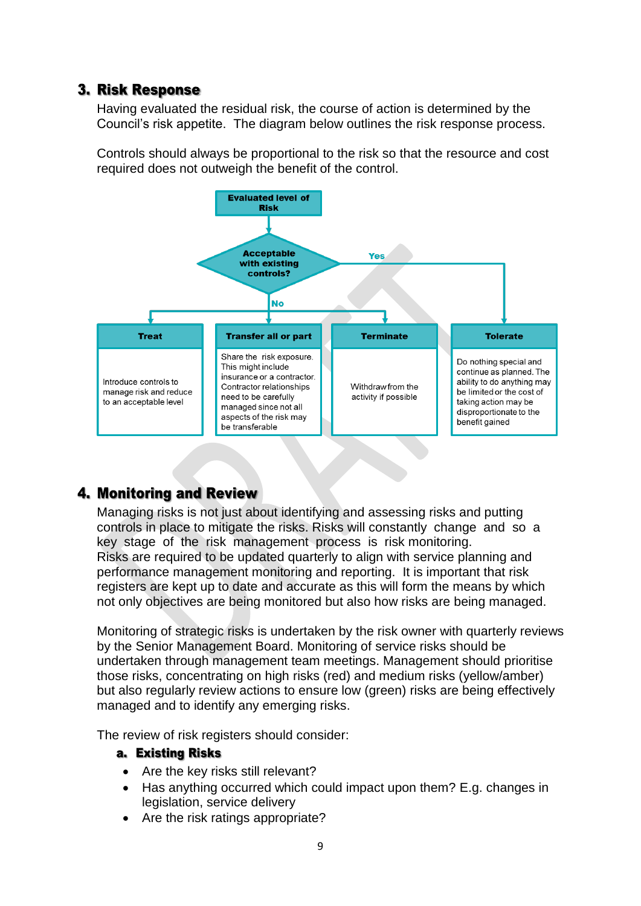## 3. Risk Response

Having evaluated the residual risk, the course of action is determined by the Council's risk appetite. The diagram below outlines the risk response process.

Controls should always be proportional to the risk so that the resource and cost required does not outweigh the benefit of the control.

**Evaluated level of Risk**

**Acceptable with existing controls?**

- **Yes** → Tolerate
- **No** → Treat / Transfer all or part / Terminate

| Treat | Transfer all or part | Terminate | Tolerate |
|---|---|---|---|
| Introduce controls to manage risk and reduce to an acceptable level | Share the risk exposure. This might include insurance or a contractor. Contractor relationships need to be carefully managed since not all aspects of the risk may be transferable | Withdraw from the activity if possible | Do nothing special and continue as planned. The ability to do anything may be limited or the cost of taking action may be disproportionate to the benefit gained |

## 4. Monitoring and Review

Managing risks is not just about identifying and assessing risks and putting controls in place to mitigate the risks. Risks will constantly change and so a key stage of the risk management process is risk monitoring.
Risks are required to be updated quarterly to align with service planning and performance management monitoring and reporting. It is important that risk registers are kept up to date and accurate as this will form the means by which not only objectives are being monitored but also how risks are being managed.

Monitoring of strategic risks is undertaken by the risk owner with quarterly reviews by the Senior Management Board. Monitoring of service risks should be undertaken through management team meetings. Management should prioritise those risks, concentrating on high risks (red) and medium risks (yellow/amber) but also regularly review actions to ensure low (green) risks are being effectively managed and to identify any emerging risks.

The review of risk registers should consider:

### a. Existing Risks

- Are the key risks still relevant?
- Has anything occurred which could impact upon them? E.g. changes in legislation, service delivery
- Are the risk ratings appropriate?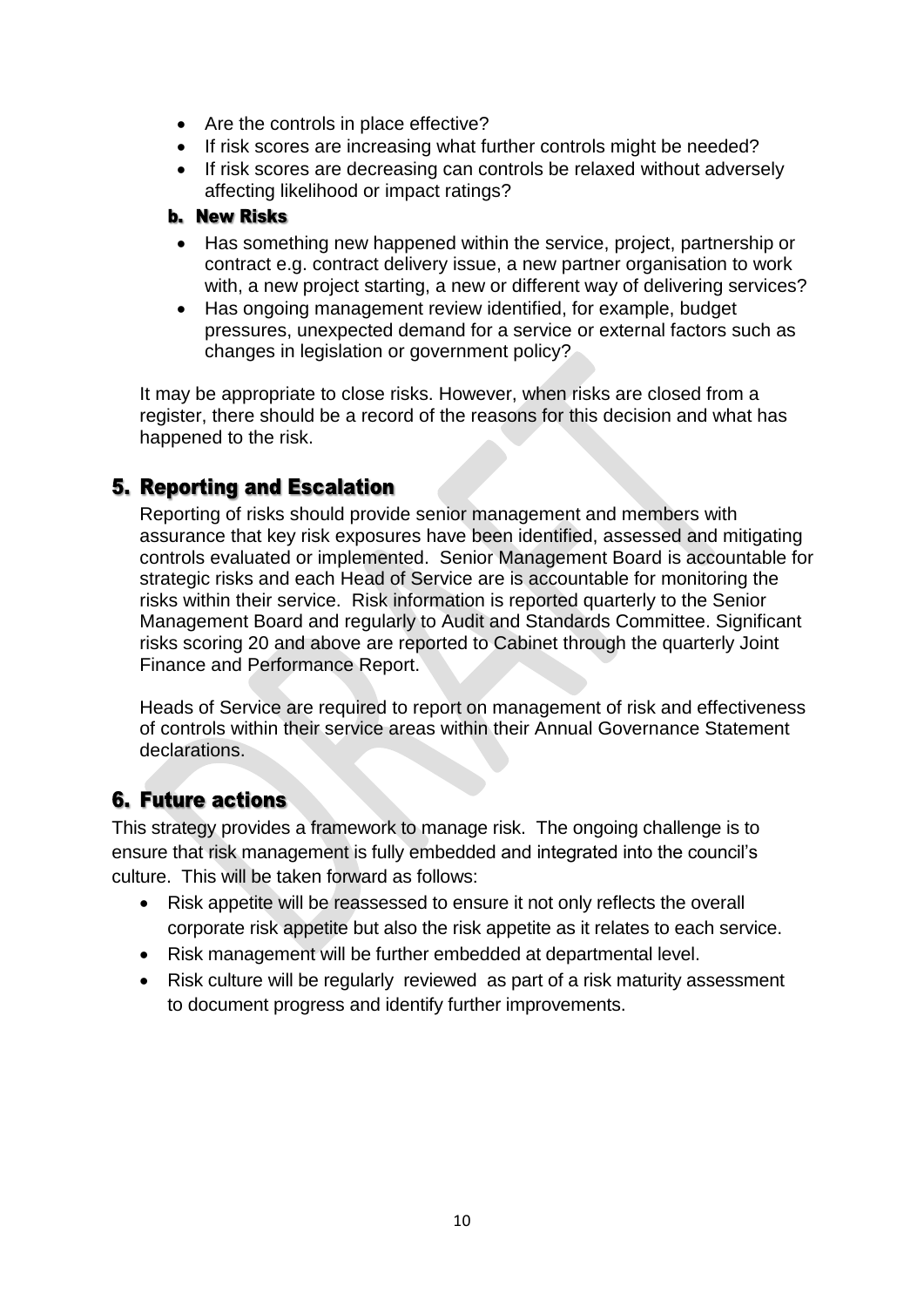- Are the controls in place effective?
- If risk scores are increasing what further controls might be needed?
- If risk scores are decreasing can controls be relaxed without adversely affecting likelihood or impact ratings?

### b. New Risks

- Has something new happened within the service, project, partnership or contract e.g. contract delivery issue, a new partner organisation to work with, a new project starting, a new or different way of delivering services?
- Has ongoing management review identified, for example, budget pressures, unexpected demand for a service or external factors such as changes in legislation or government policy?

It may be appropriate to close risks. However, when risks are closed from a register, there should be a record of the reasons for this decision and what has happened to the risk.

## 5. Reporting and Escalation

Reporting of risks should provide senior management and members with assurance that key risk exposures have been identified, assessed and mitigating controls evaluated or implemented. Senior Management Board is accountable for strategic risks and each Head of Service are is accountable for monitoring the risks within their service. Risk information is reported quarterly to the Senior Management Board and regularly to Audit and Standards Committee. Significant risks scoring 20 and above are reported to Cabinet through the quarterly Joint Finance and Performance Report.

Heads of Service are required to report on management of risk and effectiveness of controls within their service areas within their Annual Governance Statement declarations.

## 6. Future actions

This strategy provides a framework to manage risk. The ongoing challenge is to ensure that risk management is fully embedded and integrated into the council's culture. This will be taken forward as follows:

- Risk appetite will be reassessed to ensure it not only reflects the overall corporate risk appetite but also the risk appetite as it relates to each service.
- Risk management will be further embedded at departmental level.
- Risk culture will be regularly reviewed as part of a risk maturity assessment to document progress and identify further improvements.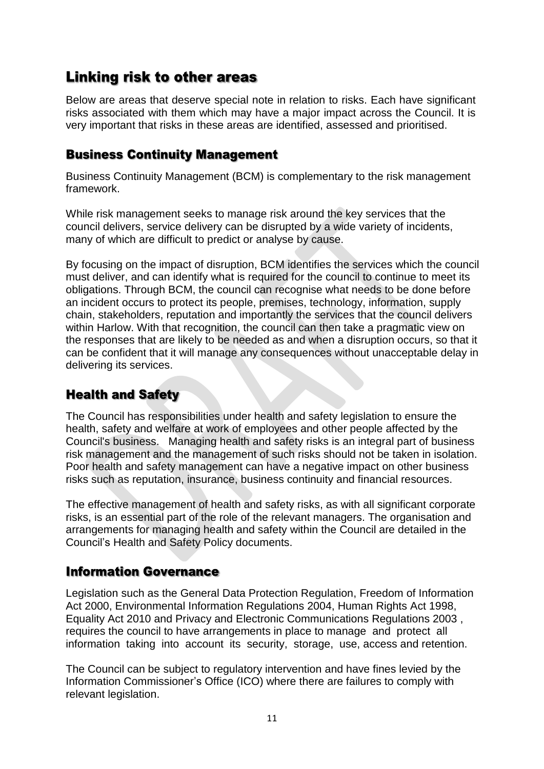# Linking risk to other areas

Below are areas that deserve special note in relation to risks. Each have significant risks associated with them which may have a major impact across the Council. It is very important that risks in these areas are identified, assessed and prioritised.

## Business Continuity Management

Business Continuity Management (BCM) is complementary to the risk management framework.

While risk management seeks to manage risk around the key services that the council delivers, service delivery can be disrupted by a wide variety of incidents, many of which are difficult to predict or analyse by cause.

By focusing on the impact of disruption, BCM identifies the services which the council must deliver, and can identify what is required for the council to continue to meet its obligations. Through BCM, the council can recognise what needs to be done before an incident occurs to protect its people, premises, technology, information, supply chain, stakeholders, reputation and importantly the services that the council delivers within Harlow. With that recognition, the council can then take a pragmatic view on the responses that are likely to be needed as and when a disruption occurs, so that it can be confident that it will manage any consequences without unacceptable delay in delivering its services.

## Health and Safety

The Council has responsibilities under health and safety legislation to ensure the health, safety and welfare at work of employees and other people affected by the Council's business. Managing health and safety risks is an integral part of business risk management and the management of such risks should not be taken in isolation. Poor health and safety management can have a negative impact on other business risks such as reputation, insurance, business continuity and financial resources.

The effective management of health and safety risks, as with all significant corporate risks, is an essential part of the role of the relevant managers. The organisation and arrangements for managing health and safety within the Council are detailed in the Council's Health and Safety Policy documents.

## Information Governance

Legislation such as the General Data Protection Regulation, Freedom of Information Act 2000, Environmental Information Regulations 2004, Human Rights Act 1998, Equality Act 2010 and Privacy and Electronic Communications Regulations 2003 , requires the council to have arrangements in place to manage and protect all information taking into account its security, storage, use, access and retention.

The Council can be subject to regulatory intervention and have fines levied by the Information Commissioner's Office (ICO) where there are failures to comply with relevant legislation.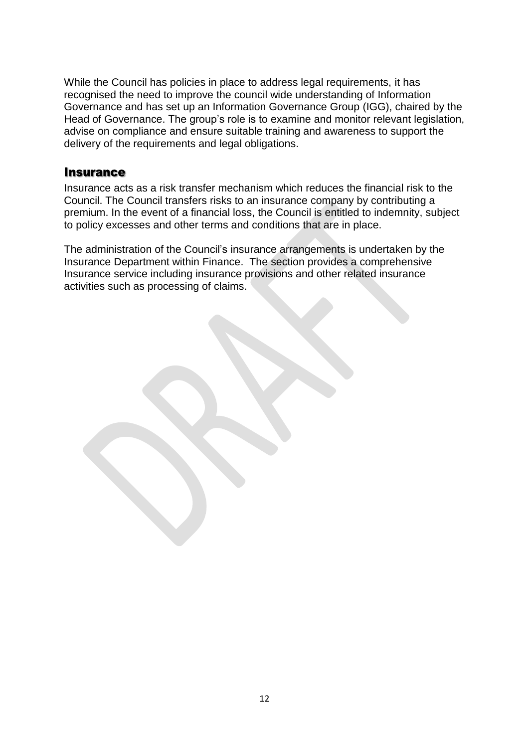While the Council has policies in place to address legal requirements, it has recognised the need to improve the council wide understanding of Information Governance and has set up an Information Governance Group (IGG), chaired by the Head of Governance. The group's role is to examine and monitor relevant legislation, advise on compliance and ensure suitable training and awareness to support the delivery of the requirements and legal obligations.

## Insurance

Insurance acts as a risk transfer mechanism which reduces the financial risk to the Council. The Council transfers risks to an insurance company by contributing a premium. In the event of a financial loss, the Council is entitled to indemnity, subject to policy excesses and other terms and conditions that are in place.

The administration of the Council's insurance arrangements is undertaken by the Insurance Department within Finance. The section provides a comprehensive Insurance service including insurance provisions and other related insurance activities such as processing of claims.